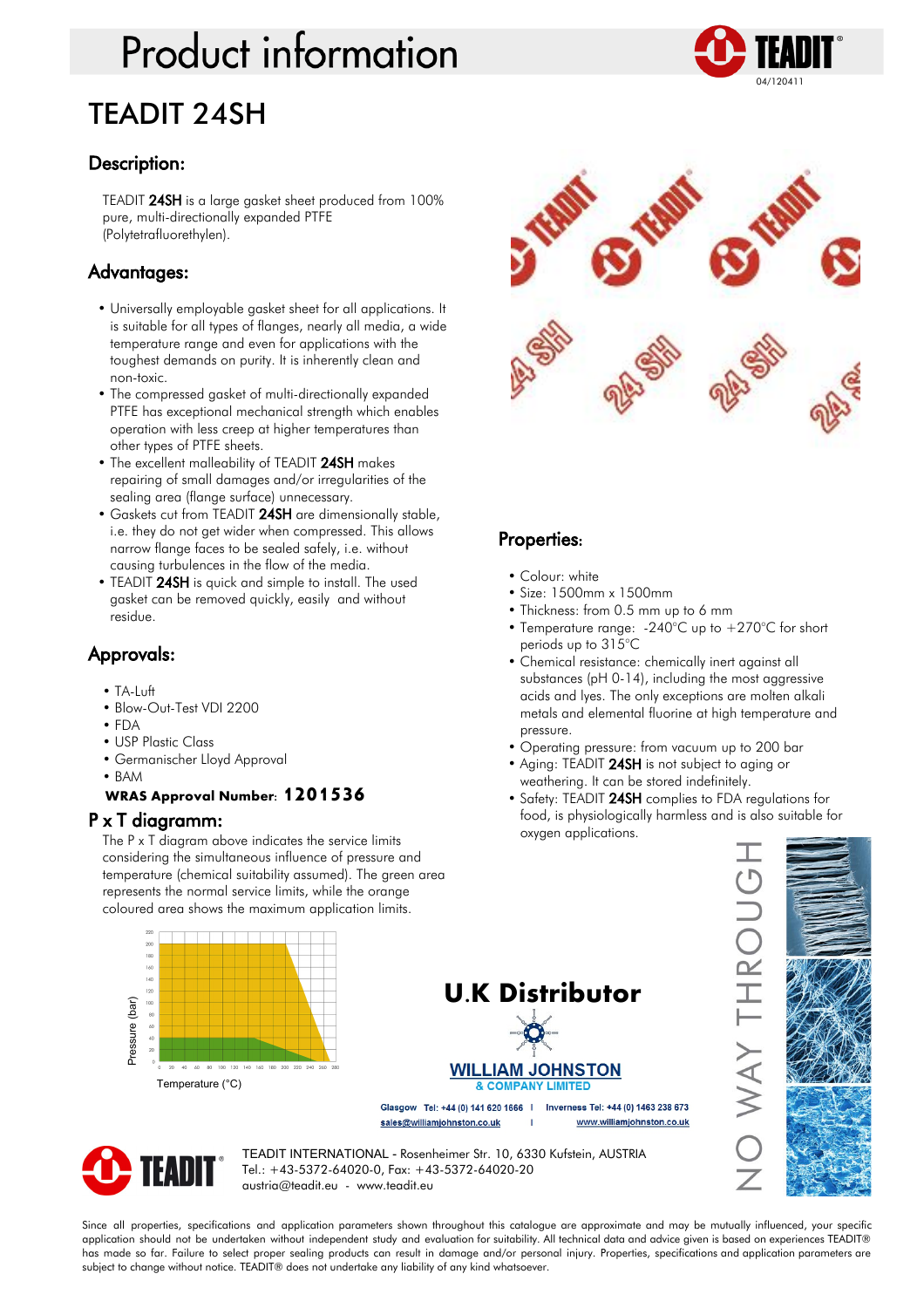# Product information

04/120411

# TEADIT 24SH

## Description:

TEADIT **24SH** is a large gasket sheet produced from 100% pure, multi-directionally expanded PTFE (Polytetrafluorethylen).

## Advantages:

- Universally employable gasket sheet for all applications. It is suitable for all types of flanges, nearly all media, a wide temperature range and even for applications with the toughest demands on purity. It is inherently clean and non-toxic.
- The compressed gasket of multi-directionally expanded PTFE has exceptional mechanical strength which enables operation with less creep at higher temperatures than other types of PTFE sheets.
- The excellent malleability of TEADIT **24SH** makes repairing of small damages and/or irregularities of the sealing area (flange surface) unnecessary.
- Gaskets cut from TEADIT **24SH** are dimensionally stable, i.e. they do not get wider when compressed. This allows narrow flange faces to be sealed safely, i.e. without causing turbulences in the flow of the media.
- TEADIT **24SH** is quick and simple to install. The used gasket can be removed quickly, easily and without residue.

## Approvals:

- TA-Luft
- Blow-Out-Test VDI 2200
- FDA
- USP Plastic Class
- Germanischer Lloyd Approval
- BAM

**WRAS Approval Number: 1201536**

## P x T diagramm:

The P x T diagram above indicates the service limits considering the simultaneous influence of pressure and temperature (chemical suitability assumed). The green area represents the normal service limits, while the orange coloured area shows the maximum application limits.

Pressure (bar) / Temperature (°C)

## Properties:

- Colour: white
- Size: 1500mm x 1500mm
- Thickness: from 0.5 mm up to 6 mm
- Temperature range: -240°C up to +270°C for short periods up to 315°C
- Chemical resistance: chemically inert against all substances (pH 0-14), including the most aggressive acids and lyes. The only exceptions are molten alkali metals and elemental fluorine at high temperature and pressure.
- Operating pressure: from vacuum up to 200 bar
- Aging: TEADIT **24SH** is not subject to aging or weathering. It can be stored indefinitely.
- Safety: TEADIT **24SH** complies to FDA regulations for food, is physiologically harmless and is also suitable for oxygen applications.

## U.K Distributor

**WILLIAM JOHNSTON & COMPANY LIMITED**

Glasgow Tel: +44 (0) 141 620 1666 | Inverness Tel: +44 (0) 1463 238 673
sales@williamjohnston.co.uk | www.williamjohnston.co.uk

NO WAY THROUGH

TEADIT INTERNATIONAL - Rosenheimer Str. 10, 6330 Kufstein, AUSTRIA
Tel.: +43-5372-64020-0, Fax: +43-5372-64020-20
austria@teadit.eu - www.teadit.eu

Since all properties, specifications and application parameters shown throughout this catalogue are approximate and may be mutually influenced, your specific application should not be undertaken without independent study and evaluation for suitability. All technical data and advice given is based on experiences TEADIT® has made so far. Failure to select proper sealing products can result in damage and/or personal injury. Properties, specifications and application parameters are subject to change without notice. TEADIT® does not undertake any liability of any kind whatsoever.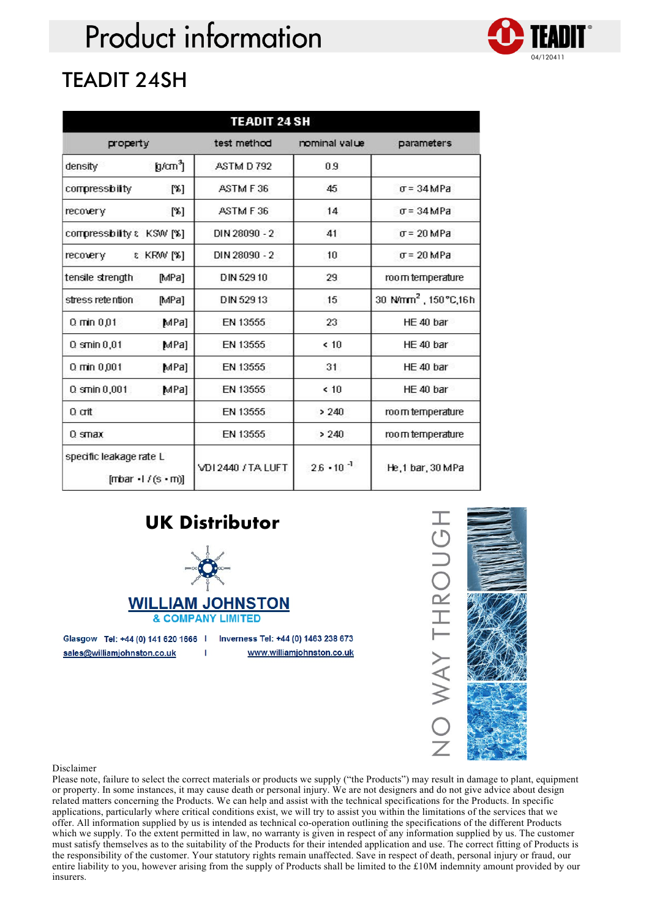# Product information

04/120411

## TEADIT 24SH

| TEADIT 24 SH | | | | |
|---|---|---|---|---|
| property | | test method | nominal value | parameters |
| density | [g/cm$^3$] | ASTM D 792 | 0.9 | |
| compressibility | [%] | ASTM F 36 | 45 | $\sigma$ = 34 MPa |
| recovery | [%] | ASTM F 36 | 14 | $\sigma$ = 34 MPa |
| compressibility $\varepsilon$ KSW | [%] | DIN 28090 - 2 | 41 | $\sigma$ = 20 MPa |
| recovery $\varepsilon$ KRW | [%] | DIN 28090 - 2 | 10 | $\sigma$ = 20 MPa |
| tensile strength | [MPa] | DIN 52910 | 29 | room temperature |
| stress retention | [MPa] | DIN 52913 | 15 | 30 N/mm$^2$, 150°C,16h |
| Q min 0,01 | [MPa] | EN 13555 | 23 | HE 40 bar |
| Q smin 0,01 | [MPa] | EN 13555 | < 10 | HE 40 bar |
| Q min 0,001 | [MPa] | EN 13555 | 31 | HE 40 bar |
| Q smin 0,001 | [MPa] | EN 13555 | < 10 | HE 40 bar |
| Q crit | | EN 13555 | > 240 | room temperature |
| Q smax | | EN 13555 | > 240 | room temperature |
| specific leakage rate L | [mbar · l / (s · m)] | VDI 2440 / TA LUFT | $2.6 \cdot 10^{-1}$ | He,1 bar, 30 MPa |

## UK Distributor

**WILLIAM JOHNSTON**
**& COMPANY LIMITED**

Glasgow Tel: +44 (0) 141 620 1666 | Inverness Tel: +44 (0) 1463 238 673
sales@williamjohnston.co.uk | www.williamjohnston.co.uk

NO WAY THROUGH

Disclaimer
Please note, failure to select the correct materials or products we supply ("the Products") may result in damage to plant, equipment or property. In some instances, it may cause death or personal injury. We are not designers and do not give advice about design related matters concerning the Products. We can help and assist with the technical specifications for the Products. In specific applications, particularly where critical conditions exist, we will try to assist you within the limitations of the services that we offer. All information supplied by us is intended as technical co-operation outlining the specifications of the different Products which we supply. To the extent permitted in law, no warranty is given in respect of any information supplied by us. The customer must satisfy themselves as to the suitability of the Products for their intended application and use. The correct fitting of Products is the responsibility of the customer. Your statutory rights remain unaffected. Save in respect of death, personal injury or fraud, our entire liability to you, however arising from the supply of Products shall be limited to the £10M indemnity amount provided by our insurers.